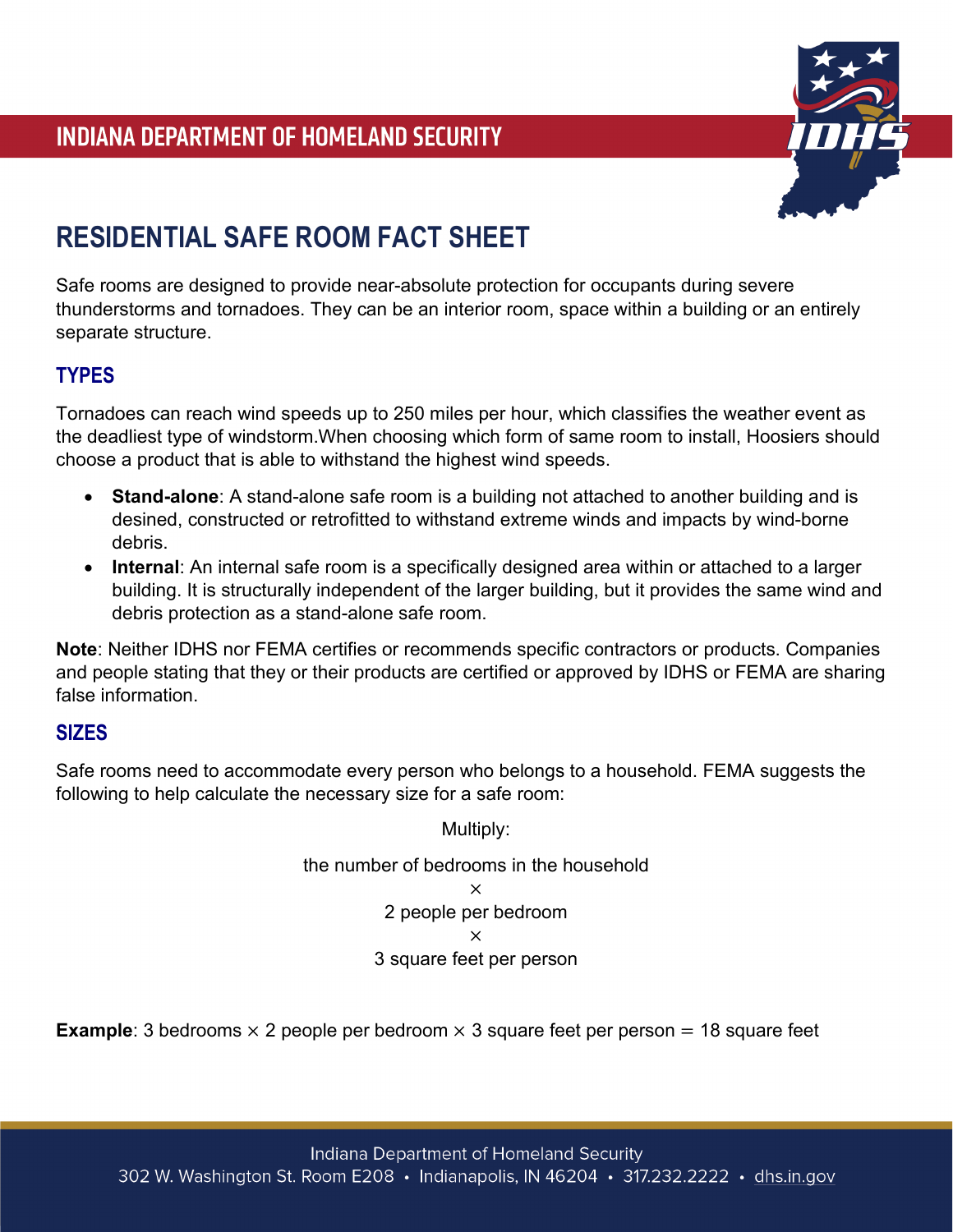INDIANA DEPARTMENT OF HOMELAND SECURITY

# RESIDENTIAL SAFE ROOM FACT SHEET

Safe rooms are designed to provide near-absolute protection for occupants during severe thunderstorms and tornadoes. They can be an interior room, space within a building or an entirely separate structure.

## TYPES

Tornadoes can reach wind speeds up to 250 miles per hour, which classifies the weather event as the deadliest type of windstorm.When choosing which form of same room to install, Hoosiers should choose a product that is able to withstand the highest wind speeds.

- **Stand-alone**: A stand-alone safe room is a building not attached to another building and is desined, constructed or retrofitted to withstand extreme winds and impacts by wind-borne debris.
- **Internal**: An internal safe room is a specifically designed area within or attached to a larger building. It is structurally independent of the larger building, but it provides the same wind and debris protection as a stand-alone safe room.

**Note**: Neither IDHS nor FEMA certifies or recommends specific contractors or products. Companies and people stating that they or their products are certified or approved by IDHS or FEMA are sharing false information.

## SIZES

Safe rooms need to accommodate every person who belongs to a household. FEMA suggests the following to help calculate the necessary size for a safe room:

Multiply:

the number of bedrooms in the household
×
2 people per bedroom
×
3 square feet per person

**Example**: 3 bedrooms × 2 people per bedroom × 3 square feet per person = 18 square feet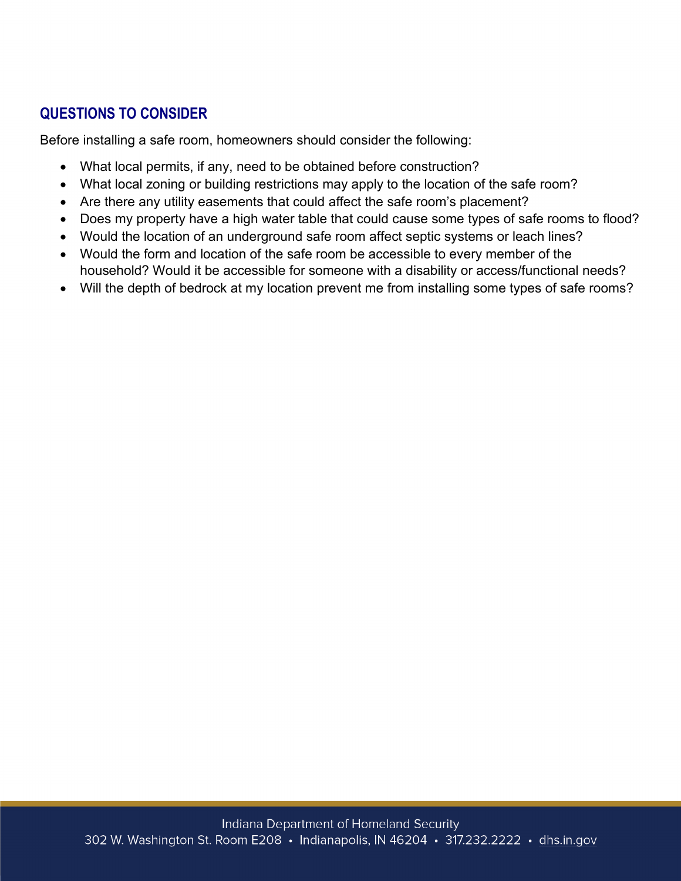## QUESTIONS TO CONSIDER

Before installing a safe room, homeowners should consider the following:

- What local permits, if any, need to be obtained before construction?
- What local zoning or building restrictions may apply to the location of the safe room?
- Are there any utility easements that could affect the safe room's placement?
- Does my property have a high water table that could cause some types of safe rooms to flood?
- Would the location of an underground safe room affect septic systems or leach lines?
- Would the form and location of the safe room be accessible to every member of the household? Would it be accessible for someone with a disability or access/functional needs?
- Will the depth of bedrock at my location prevent me from installing some types of safe rooms?